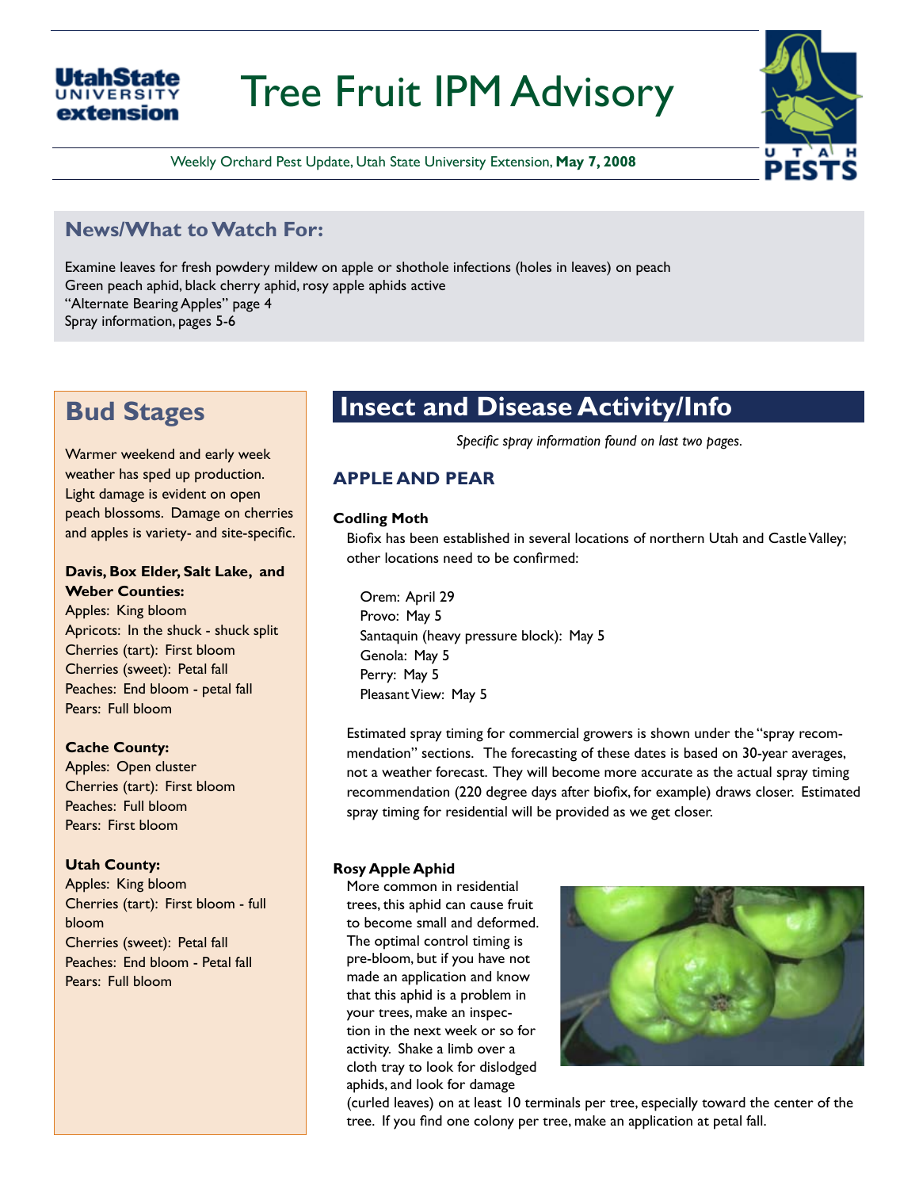# Tree Fruit IPM Advisory

Weekly Orchard Pest Update, Utah State University Extension, **May 7, 2008**

## News/What to Watch For:

Examine leaves for fresh powdery mildew on apple or shothole infections (holes in leaves) on peach
Green peach aphid, black cherry aphid, rosy apple aphids active
"Alternate Bearing Apples" page 4
Spray information, pages 5-6

## Bud Stages

Warmer weekend and early week weather has sped up production. Light damage is evident on open peach blossoms. Damage on cherries and apples is variety- and site-specific.

**Davis, Box Elder, Salt Lake, and Weber Counties:**
Apples: King bloom
Apricots: In the shuck - shuck split
Cherries (tart): First bloom
Cherries (sweet): Petal fall
Peaches: End bloom - petal fall
Pears: Full bloom

**Cache County:**
Apples: Open cluster
Cherries (tart): First bloom
Peaches: Full bloom
Pears: First bloom

**Utah County:**
Apples: King bloom
Cherries (tart): First bloom - full bloom
Cherries (sweet): Petal fall
Peaches: End bloom - Petal fall
Pears: Full bloom

## Insect and Disease Activity/Info

*Specific spray information found on last two pages.*

### APPLE AND PEAR

**Codling Moth**

Biofix has been established in several locations of northern Utah and Castle Valley; other locations need to be confirmed:

Orem: April 29
Provo: May 5
Santaquin (heavy pressure block): May 5
Genola: May 5
Perry: May 5
Pleasant View: May 5

Estimated spray timing for commercial growers is shown under the "spray recommendation" sections. The forecasting of these dates is based on 30-year averages, not a weather forecast. They will become more accurate as the actual spray timing recommendation (220 degree days after biofix, for example) draws closer. Estimated spray timing for residential will be provided as we get closer.

**Rosy Apple Aphid**

More common in residential trees, this aphid can cause fruit to become small and deformed. The optimal control timing is pre-bloom, but if you have not made an application and know that this aphid is a problem in your trees, make an inspection in the next week or so for activity. Shake a limb over a cloth tray to look for dislodged aphids, and look for damage (curled leaves) on at least 10 terminals per tree, especially toward the center of the tree. If you find one colony per tree, make an application at petal fall.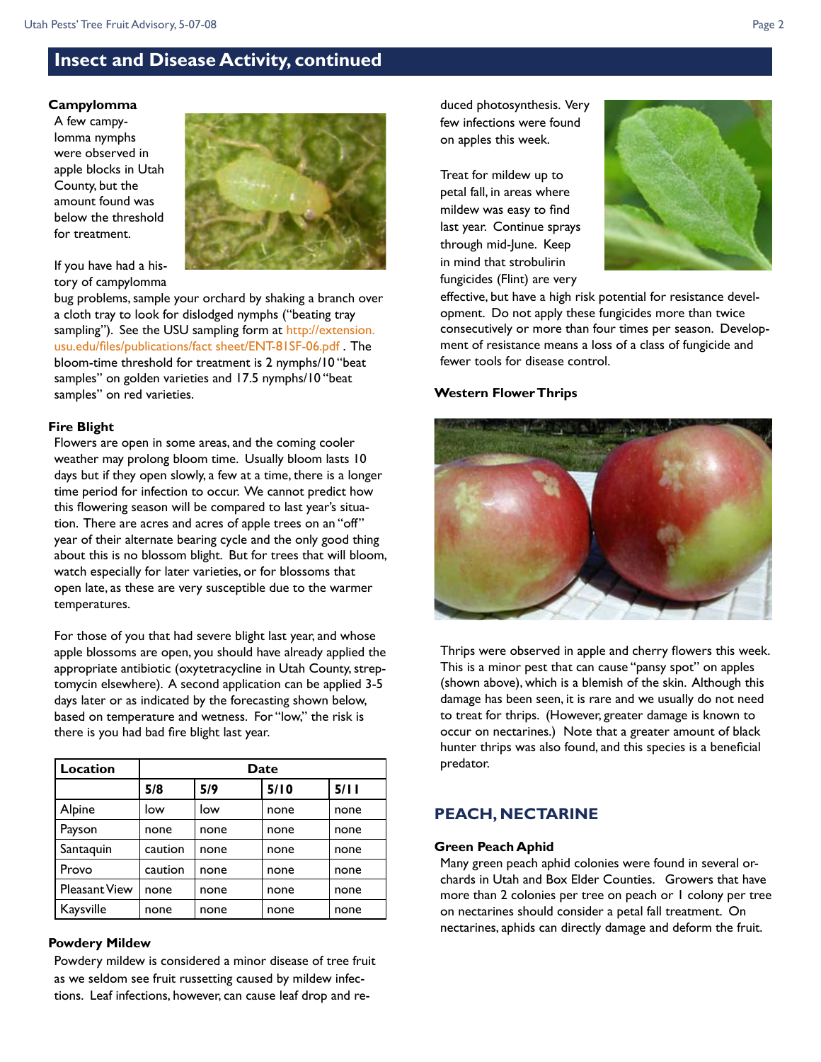## Insect and Disease Activity, continued

### Campylomma

A few campylomma nymphs were observed in apple blocks in Utah County, but the amount found was below the threshold for treatment.

If you have had a history of campylomma bug problems, sample your orchard by shaking a branch over a cloth tray to look for dislodged nymphs ("beating tray sampling"). See the USU sampling form at http://extension.usu.edu/files/publications/fact sheet/ENT-81SF-06.pdf . The bloom-time threshold for treatment is 2 nymphs/10 "beat samples" on golden varieties and 17.5 nymphs/10 "beat samples" on red varieties.

### Fire Blight

Flowers are open in some areas, and the coming cooler weather may prolong bloom time. Usually bloom lasts 10 days but if they open slowly, a few at a time, there is a longer time period for infection to occur. We cannot predict how this flowering season will be compared to last year's situation. There are acres and acres of apple trees on an "off" year of their alternate bearing cycle and the only good thing about this is no blossom blight. But for trees that will bloom, watch especially for later varieties, or for blossoms that open late, as these are very susceptible due to the warmer temperatures.

For those of you that had severe blight last year, and whose apple blossoms are open, you should have already applied the appropriate antibiotic (oxytetracycline in Utah County, streptomycin elsewhere). A second application can be applied 3-5 days later or as indicated by the forecasting shown below, based on temperature and wetness. For "low," the risk is there is you had bad fire blight last year.

| Location | Date | | | |
|---|---|---|---|---|
| | 5/8 | 5/9 | 5/10 | 5/11 |
| Alpine | low | low | none | none |
| Payson | none | none | none | none |
| Santaquin | caution | none | none | none |
| Provo | caution | none | none | none |
| Pleasant View | none | none | none | none |
| Kaysville | none | none | none | none |

### Powdery Mildew

Powdery mildew is considered a minor disease of tree fruit as we seldom see fruit russetting caused by mildew infections. Leaf infections, however, can cause leaf drop and reduced photosynthesis. Very few infections were found on apples this week.

Treat for mildew up to petal fall, in areas where mildew was easy to find last year. Continue sprays through mid-June. Keep in mind that strobulirin fungicides (Flint) are very effective, but have a high risk potential for resistance development. Do not apply these fungicides more than twice consecutively or more than four times per season. Development of resistance means a loss of a class of fungicide and fewer tools for disease control.

### Western Flower Thrips

Thrips were observed in apple and cherry flowers this week. This is a minor pest that can cause "pansy spot" on apples (shown above), which is a blemish of the skin. Although this damage has been seen, it is rare and we usually do not need to treat for thrips. (However, greater damage is known to occur on nectarines.) Note that a greater amount of black hunter thrips was also found, and this species is a beneficial predator.

## PEACH, NECTARINE

### Green Peach Aphid

Many green peach aphid colonies were found in several orchards in Utah and Box Elder Counties. Growers that have more than 2 colonies per tree on peach or 1 colony per tree on nectarines should consider a petal fall treatment. On nectarines, aphids can directly damage and deform the fruit.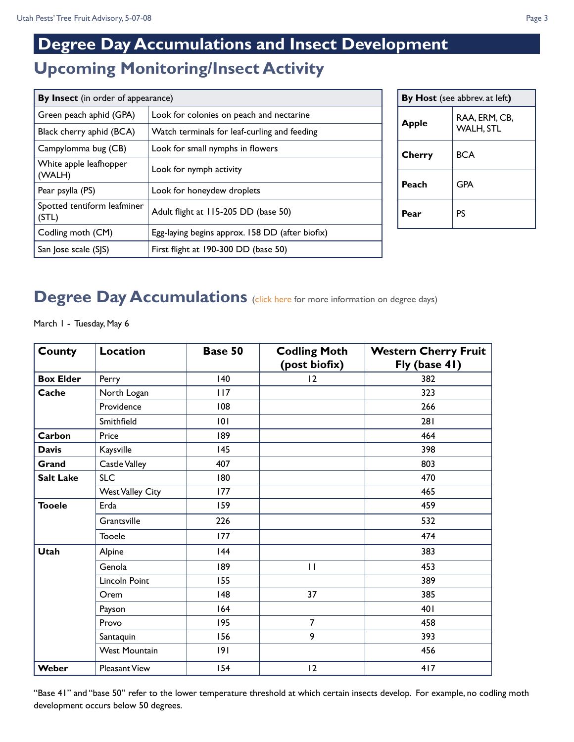# Degree Day Accumulations and Insect Development

## Upcoming Monitoring/Insect Activity

| **By Insect** (in order of appearance) | |
|---|---|
| Green peach aphid (GPA) | Look for colonies on peach and nectarine |
| Black cherry aphid (BCA) | Watch terminals for leaf-curling and feeding |
| Campylomma bug (CB) | Look for small nymphs in flowers |
| White apple leafhopper (WALH) | Look for nymph activity |
| Pear psylla (PS) | Look for honeydew droplets |
| Spotted tentiform leafminer (STL) | Adult flight at 115-205 DD (base 50) |
| Codling moth (CM) | Egg-laying begins approx. 158 DD (after biofix) |
| San Jose scale (SJS) | First flight at 190-300 DD (base 50) |

| **By Host** (see abbrev. at left) | |
|---|---|
| **Apple** | RAA, ERM, CB, WALH, STL |
| **Cherry** | BCA |
| **Peach** | GPA |
| **Pear** | PS |

## Degree Day Accumulations (click here for more information on degree days)

March 1 - Tuesday, May 6

| County | Location | Base 50 | Codling Moth (post biofix) | Western Cherry Fruit Fly (base 41) |
|---|---|---|---|---|
| **Box Elder** | Perry | 140 | 12 | 382 |
| **Cache** | North Logan | 117 | | 323 |
| | Providence | 108 | | 266 |
| | Smithfield | 101 | | 281 |
| **Carbon** | Price | 189 | | 464 |
| **Davis** | Kaysville | 145 | | 398 |
| **Grand** | Castle Valley | 407 | | 803 |
| **Salt Lake** | SLC | 180 | | 470 |
| | West Valley City | 177 | | 465 |
| **Tooele** | Erda | 159 | | 459 |
| | Grantsville | 226 | | 532 |
| | Tooele | 177 | | 474 |
| **Utah** | Alpine | 144 | | 383 |
| | Genola | 189 | 11 | 453 |
| | Lincoln Point | 155 | | 389 |
| | Orem | 148 | 37 | 385 |
| | Payson | 164 | | 401 |
| | Provo | 195 | 7 | 458 |
| | Santaquin | 156 | 9 | 393 |
| | West Mountain | 191 | | 456 |
| **Weber** | Pleasant View | 154 | 12 | 417 |

"Base 41" and "base 50" refer to the lower temperature threshold at which certain insects develop. For example, no codling moth development occurs below 50 degrees.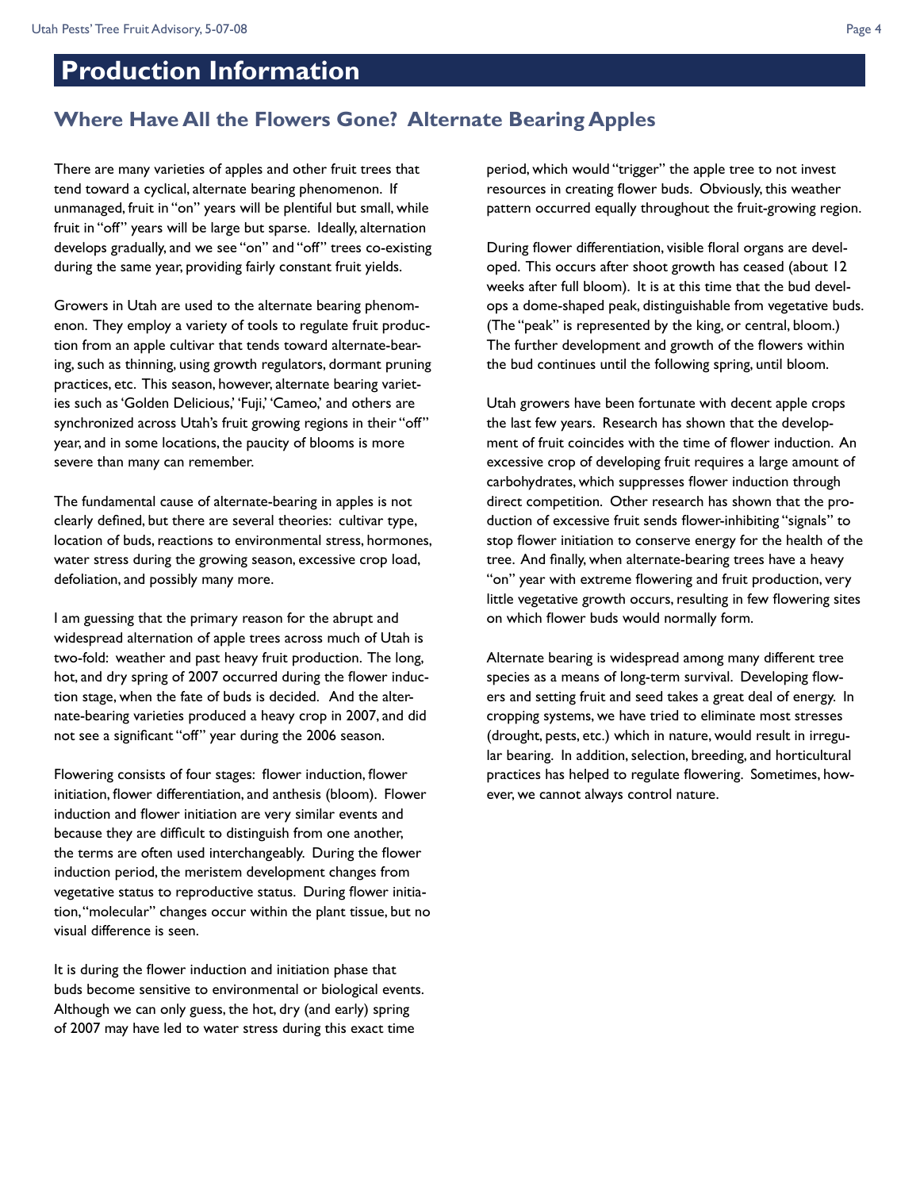# Production Information

## Where Have All the Flowers Gone? Alternate Bearing Apples

There are many varieties of apples and other fruit trees that tend toward a cyclical, alternate bearing phenomenon. If unmanaged, fruit in "on" years will be plentiful but small, while fruit in "off" years will be large but sparse. Ideally, alternation develops gradually, and we see "on" and "off" trees co-existing during the same year, providing fairly constant fruit yields.

Growers in Utah are used to the alternate bearing phenomenon. They employ a variety of tools to regulate fruit production from an apple cultivar that tends toward alternate-bearing, such as thinning, using growth regulators, dormant pruning practices, etc. This season, however, alternate bearing varieties such as 'Golden Delicious,' 'Fuji,' 'Cameo,' and others are synchronized across Utah's fruit growing regions in their "off" year, and in some locations, the paucity of blooms is more severe than many can remember.

The fundamental cause of alternate-bearing in apples is not clearly defined, but there are several theories: cultivar type, location of buds, reactions to environmental stress, hormones, water stress during the growing season, excessive crop load, defoliation, and possibly many more.

I am guessing that the primary reason for the abrupt and widespread alternation of apple trees across much of Utah is two-fold: weather and past heavy fruit production. The long, hot, and dry spring of 2007 occurred during the flower induction stage, when the fate of buds is decided. And the alternate-bearing varieties produced a heavy crop in 2007, and did not see a significant "off" year during the 2006 season.

Flowering consists of four stages: flower induction, flower initiation, flower differentiation, and anthesis (bloom). Flower induction and flower initiation are very similar events and because they are difficult to distinguish from one another, the terms are often used interchangeably. During the flower induction period, the meristem development changes from vegetative status to reproductive status. During flower initiation, "molecular" changes occur within the plant tissue, but no visual difference is seen.

It is during the flower induction and initiation phase that buds become sensitive to environmental or biological events. Although we can only guess, the hot, dry (and early) spring of 2007 may have led to water stress during this exact time period, which would "trigger" the apple tree to not invest resources in creating flower buds. Obviously, this weather pattern occurred equally throughout the fruit-growing region.

During flower differentiation, visible floral organs are developed. This occurs after shoot growth has ceased (about 12 weeks after full bloom). It is at this time that the bud develops a dome-shaped peak, distinguishable from vegetative buds. (The "peak" is represented by the king, or central, bloom.) The further development and growth of the flowers within the bud continues until the following spring, until bloom.

Utah growers have been fortunate with decent apple crops the last few years. Research has shown that the development of fruit coincides with the time of flower induction. An excessive crop of developing fruit requires a large amount of carbohydrates, which suppresses flower induction through direct competition. Other research has shown that the production of excessive fruit sends flower-inhibiting "signals" to stop flower initiation to conserve energy for the health of the tree. And finally, when alternate-bearing trees have a heavy "on" year with extreme flowering and fruit production, very little vegetative growth occurs, resulting in few flowering sites on which flower buds would normally form.

Alternate bearing is widespread among many different tree species as a means of long-term survival. Developing flowers and setting fruit and seed takes a great deal of energy. In cropping systems, we have tried to eliminate most stresses (drought, pests, etc.) which in nature, would result in irregular bearing. In addition, selection, breeding, and horticultural practices has helped to regulate flowering. Sometimes, however, we cannot always control nature.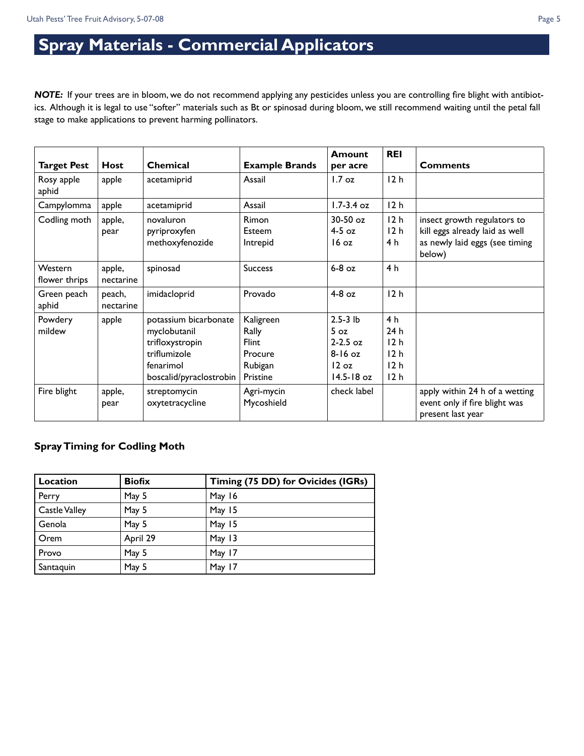# Spray Materials - Commercial Applicators

***NOTE:*** If your trees are in bloom, we do not recommend applying any pesticides unless you are controlling fire blight with antibiotics. Although it is legal to use "softer" materials such as Bt or spinosad during bloom, we still recommend waiting until the petal fall stage to make applications to prevent harming pollinators.

| Target Pest | Host | Chemical | Example Brands | Amount per acre | REI | Comments |
|---|---|---|---|---|---|---|
| Rosy apple aphid | apple | acetamiprid | Assail | 1.7 oz | 12 h | |
| Campylomma | apple | acetamiprid | Assail | 1.7-3.4 oz | 12 h | |
| Codling moth | apple, pear | novaluron<br>pyriproxyfen<br>methoxyfenozide | Rimon<br>Esteem<br>Intrepid | 30-50 oz<br>4-5 oz<br>16 oz | 12 h<br>12 h<br>4 h | insect growth regulators to kill eggs already laid as well as newly laid eggs (see timing below) |
| Western flower thrips | apple, nectarine | spinosad | Success | 6-8 oz | 4 h | |
| Green peach aphid | peach, nectarine | imidacloprid | Provado | 4-8 oz | 12 h | |
| Powdery mildew | apple | potassium bicarbonate<br>myclobutanil<br>trifloxystropin<br>triflumizole<br>fenarimol<br>boscalid/pyraclostrobin | Kaligreen<br>Rally<br>Flint<br>Procure<br>Rubigan<br>Pristine | 2.5-3 lb<br>5 oz<br>2-2.5 oz<br>8-16 oz<br>12 oz<br>14.5-18 oz | 4 h<br>24 h<br>12 h<br>12 h<br>12 h<br>12 h | |
| Fire blight | apple, pear | streptomycin<br>oxytetracycline | Agri-mycin<br>Mycoshield | check label | | apply within 24 h of a wetting event only if fire blight was present last year |

### Spray Timing for Codling Moth

| Location | Biofix | Timing (75 DD) for Ovicides (IGRs) |
|---|---|---|
| Perry | May 5 | May 16 |
| Castle Valley | May 5 | May 15 |
| Genola | May 5 | May 15 |
| Orem | April 29 | May 13 |
| Provo | May 5 | May 17 |
| Santaquin | May 5 | May 17 |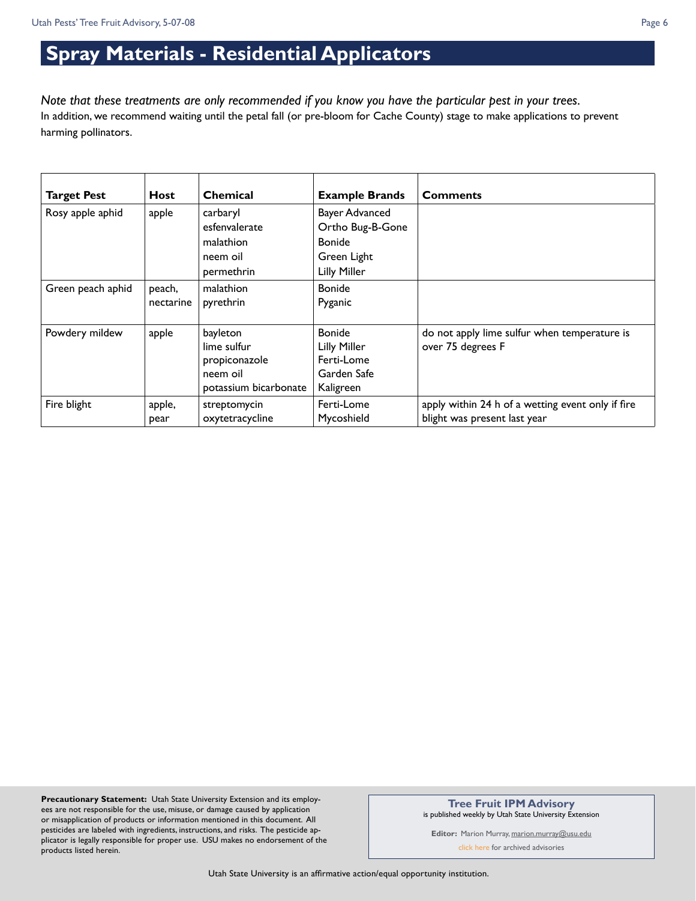# Spray Materials - Residential Applicators

*Note that these treatments are only recommended if you know you have the particular pest in your trees.*
In addition, we recommend waiting until the petal fall (or pre-bloom for Cache County) stage to make applications to prevent harming pollinators.

| Target Pest | Host | Chemical | Example Brands | Comments |
|---|---|---|---|---|
| Rosy apple aphid | apple | carbaryl<br>esfenvalerate<br>malathion<br>neem oil<br>permethrin | Bayer Advanced<br>Ortho Bug-B-Gone<br>Bonide<br>Green Light<br>Lilly Miller | |
| Green peach aphid | peach, nectarine | malathion<br>pyrethrin | Bonide<br>Pyganic | |
| Powdery mildew | apple | bayleton<br>lime sulfur<br>propiconazole<br>neem oil<br>potassium bicarbonate | Bonide<br>Lilly Miller<br>Ferti-Lome<br>Garden Safe<br>Kaligreen | do not apply lime sulfur when temperature is over 75 degrees F |
| Fire blight | apple, pear | streptomycin<br>oxytetracycline | Ferti-Lome<br>Mycoshield | apply within 24 h of a wetting event only if fire blight was present last year |

**Precautionary Statement:** Utah State University Extension and its employees are not responsible for the use, misuse, or damage caused by application or misapplication of products or information mentioned in this document. All pesticides are labeled with ingredients, instructions, and risks. The pesticide applicator is legally responsible for proper use. USU makes no endorsement of the products listed herein.

**Tree Fruit IPM Advisory**
is published weekly by Utah State University Extension

**Editor:** Marion Murray, marion.murray@usu.edu

click here for archived advisories

Utah State University is an affirmative action/equal opportunity institution.